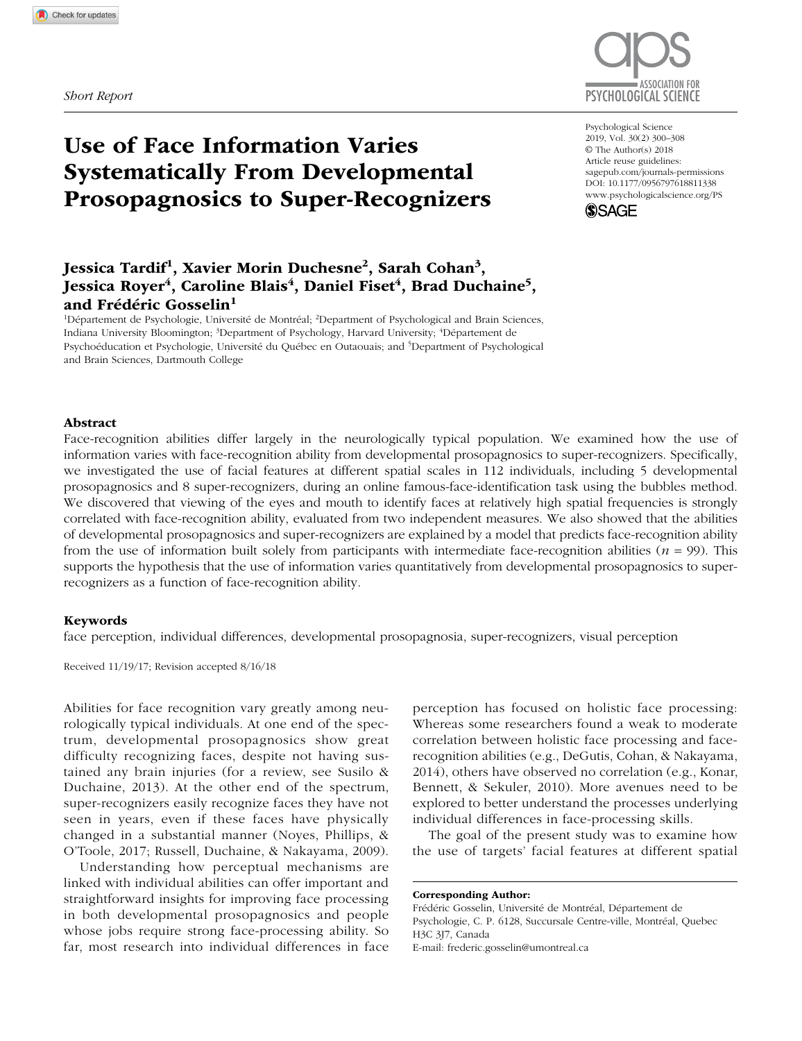*Short Report*

# Use of Face Information Varies Systematically From Developmental Prosopagnosics to Super-Recognizers

Psychological Science
© The Author(s) 2018
Article reuse guidelines: sagepub.com/journals-permissions
DOI: 10.1177/0956797618811338
www.psychologicalscience.org/PS

**Jessica Tardif[1], Xavier Morin Duchesne[2], Sarah Cohan[3], Jessica Royer[4], Caroline Blais[4], Daniel Fiset[4], Brad Duchaine[5], and Frédéric Gosselin[1]**

[1]Département de Psychologie, Université de Montréal; [2]Department of Psychological and Brain Sciences, Indiana University Bloomington; [3]Department of Psychology, Harvard University; [4]Département de Psychoéducation et Psychologie, Université du Québec en Outaouais; and [5]Department of Psychological and Brain Sciences, Dartmouth College

## Abstract

Face-recognition abilities differ largely in the neurologically typical population. We examined how the use of information varies with face-recognition ability from developmental prosopagnosics to super-recognizers. Specifically, we investigated the use of facial features at different spatial scales in 112 individuals, including 5 developmental prosopagnosics and 8 super-recognizers, during an online famous-face-identification task using the bubbles method. We discovered that viewing of the eyes and mouth to identify faces at relatively high spatial frequencies is strongly correlated with face-recognition ability, evaluated from two independent measures. We also showed that the abilities of developmental prosopagnosics and super-recognizers are explained by a model that predicts face-recognition ability from the use of information built solely from participants with intermediate face-recognition abilities ($n$ = 99). This supports the hypothesis that the use of information varies quantitatively from developmental prosopagnosics to super-recognizers as a function of face-recognition ability.

### Keywords

face perception, individual differences, developmental prosopagnosia, super-recognizers, visual perception

Received 11/19/17; Revision accepted 8/16/18

Abilities for face recognition vary greatly among neurologically typical individuals. At one end of the spectrum, developmental prosopagnosics show great difficulty recognizing faces, despite not having sustained any brain injuries (for a review, see Susilo & Duchaine, 2013). At the other end of the spectrum, super-recognizers easily recognize faces they have not seen in years, even if these faces have physically changed in a substantial manner (Noyes, Phillips, & O'Toole, 2017; Russell, Duchaine, & Nakayama, 2009).

Understanding how perceptual mechanisms are linked with individual abilities can offer important and straightforward insights for improving face processing in both developmental prosopagnosics and people whose jobs require strong face-processing ability. So far, most research into individual differences in face perception has focused on holistic face processing: Whereas some researchers found a weak to moderate correlation between holistic face processing and face-recognition abilities (e.g., DeGutis, Cohan, & Nakayama, 2014), others have observed no correlation (e.g., Konar, Bennett, & Sekuler, 2010). More avenues need to be explored to better understand the processes underlying individual differences in face-processing skills.

The goal of the present study was to examine how the use of targets' facial features at different spatial

**Corresponding Author:**
Frédéric Gosselin, Université de Montréal, Département de Psychologie, C. P. 6128, Succursale Centre-ville, Montréal, Quebec H3C 3J7, Canada
E-mail: frederic.gosselin@umontreal.ca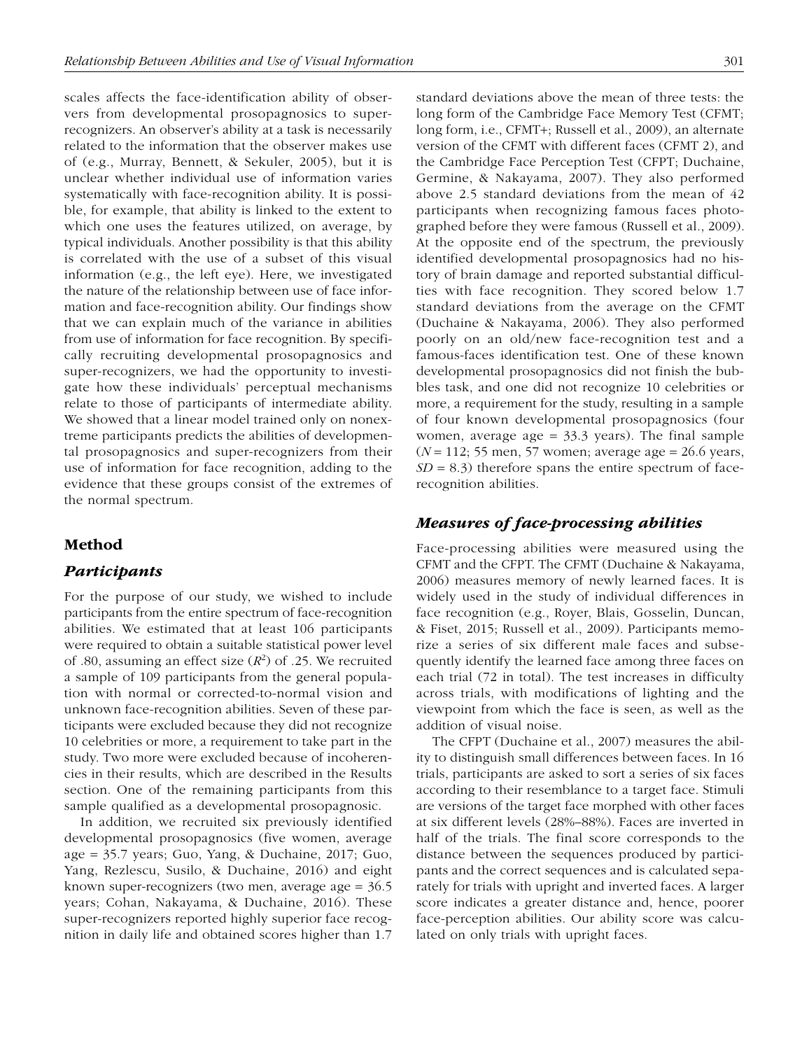scales affects the face-identification ability of observers from developmental prosopagnosics to super-recognizers. An observer's ability at a task is necessarily related to the information that the observer makes use of (e.g., Murray, Bennett, & Sekuler, 2005), but it is unclear whether individual use of information varies systematically with face-recognition ability. It is possible, for example, that ability is linked to the extent to which one uses the features utilized, on average, by typical individuals. Another possibility is that this ability is correlated with the use of a subset of this visual information (e.g., the left eye). Here, we investigated the nature of the relationship between use of face information and face-recognition ability. Our findings show that we can explain much of the variance in abilities from use of information for face recognition. By specifically recruiting developmental prosopagnosics and super-recognizers, we had the opportunity to investigate how these individuals' perceptual mechanisms relate to those of participants of intermediate ability. We showed that a linear model trained only on nonextreme participants predicts the abilities of developmental prosopagnosics and super-recognizers from their use of information for face recognition, adding to the evidence that these groups consist of the extremes of the normal spectrum.

## Method

### *Participants*

For the purpose of our study, we wished to include participants from the entire spectrum of face-recognition abilities. We estimated that at least 106 participants were required to obtain a suitable statistical power level of .80, assuming an effect size ($R^2$) of .25. We recruited a sample of 109 participants from the general population with normal or corrected-to-normal vision and unknown face-recognition abilities. Seven of these participants were excluded because they did not recognize 10 celebrities or more, a requirement to take part in the study. Two more were excluded because of incoherencies in their results, which are described in the Results section. One of the remaining participants from this sample qualified as a developmental prosopagnosic.

In addition, we recruited six previously identified developmental prosopagnosics (five women, average age = 35.7 years; Guo, Yang, & Duchaine, 2017; Guo, Yang, Rezlescu, Susilo, & Duchaine, 2016) and eight known super-recognizers (two men, average age = 36.5 years; Cohan, Nakayama, & Duchaine, 2016). These super-recognizers reported highly superior face recognition in daily life and obtained scores higher than 1.7 standard deviations above the mean of three tests: the long form of the Cambridge Face Memory Test (CFMT; long form, i.e., CFMT+; Russell et al., 2009), an alternate version of the CFMT with different faces (CFMT 2), and the Cambridge Face Perception Test (CFPT; Duchaine, Germine, & Nakayama, 2007). They also performed above 2.5 standard deviations from the mean of 42 participants when recognizing famous faces photographed before they were famous (Russell et al., 2009). At the opposite end of the spectrum, the previously identified developmental prosopagnosics had no history of brain damage and reported substantial difficulties with face recognition. They scored below 1.7 standard deviations from the average on the CFMT (Duchaine & Nakayama, 2006). They also performed poorly on an old/new face-recognition test and a famous-faces identification test. One of these known developmental prosopagnosics did not finish the bubbles task, and one did not recognize 10 celebrities or more, a requirement for the study, resulting in a sample of four known developmental prosopagnosics (four women, average age = 33.3 years). The final sample ($N$ = 112; 55 men, 57 women; average age = 26.6 years, $SD$ = 8.3) therefore spans the entire spectrum of face-recognition abilities.

### *Measures of face-processing abilities*

Face-processing abilities were measured using the CFMT and the CFPT. The CFMT (Duchaine & Nakayama, 2006) measures memory of newly learned faces. It is widely used in the study of individual differences in face recognition (e.g., Royer, Blais, Gosselin, Duncan, & Fiset, 2015; Russell et al., 2009). Participants memorize a series of six different male faces and subsequently identify the learned face among three faces on each trial (72 in total). The test increases in difficulty across trials, with modifications of lighting and the viewpoint from which the face is seen, as well as the addition of visual noise.

The CFPT (Duchaine et al., 2007) measures the ability to distinguish small differences between faces. In 16 trials, participants are asked to sort a series of six faces according to their resemblance to a target face. Stimuli are versions of the target face morphed with other faces at six different levels (28%–88%). Faces are inverted in half of the trials. The final score corresponds to the distance between the sequences produced by participants and the correct sequences and is calculated separately for trials with upright and inverted faces. A larger score indicates a greater distance and, hence, poorer face-perception abilities. Our ability score was calculated on only trials with upright faces.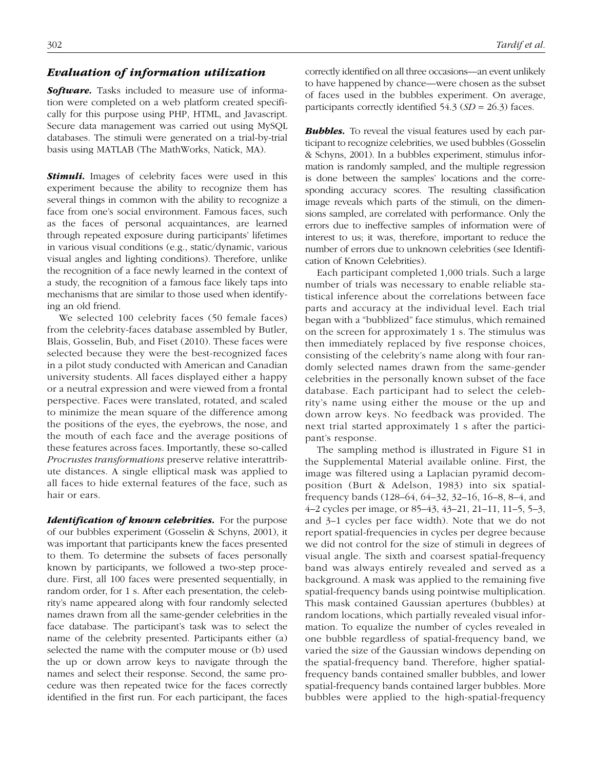### *Evaluation of information utilization*

***Software.*** Tasks included to measure use of information were completed on a web platform created specifically for this purpose using PHP, HTML, and Javascript. Secure data management was carried out using MySQL databases. The stimuli were generated on a trial-by-trial basis using MATLAB (The MathWorks, Natick, MA).

***Stimuli.*** Images of celebrity faces were used in this experiment because the ability to recognize them has several things in common with the ability to recognize a face from one's social environment. Famous faces, such as the faces of personal acquaintances, are learned through repeated exposure during participants' lifetimes in various visual conditions (e.g., static/dynamic, various visual angles and lighting conditions). Therefore, unlike the recognition of a face newly learned in the context of a study, the recognition of a famous face likely taps into mechanisms that are similar to those used when identifying an old friend.

We selected 100 celebrity faces (50 female faces) from the celebrity-faces database assembled by Butler, Blais, Gosselin, Bub, and Fiset (2010). These faces were selected because they were the best-recognized faces in a pilot study conducted with American and Canadian university students. All faces displayed either a happy or a neutral expression and were viewed from a frontal perspective. Faces were translated, rotated, and scaled to minimize the mean square of the difference among the positions of the eyes, the eyebrows, the nose, and the mouth of each face and the average positions of these features across faces. Importantly, these so-called *Procrustes transformations* preserve relative interattribute distances. A single elliptical mask was applied to all faces to hide external features of the face, such as hair or ears.

***Identification of known celebrities.*** For the purpose of our bubbles experiment (Gosselin & Schyns, 2001), it was important that participants knew the faces presented to them. To determine the subsets of faces personally known by participants, we followed a two-step procedure. First, all 100 faces were presented sequentially, in random order, for 1 s. After each presentation, the celebrity's name appeared along with four randomly selected names drawn from all the same-gender celebrities in the face database. The participant's task was to select the name of the celebrity presented. Participants either (a) selected the name with the computer mouse or (b) used the up or down arrow keys to navigate through the names and select their response. Second, the same procedure was then repeated twice for the faces correctly identified in the first run. For each participant, the faces correctly identified on all three occasions—an event unlikely to have happened by chance—were chosen as the subset of faces used in the bubbles experiment. On average, participants correctly identified 54.3 (*SD* = 26.3) faces.

***Bubbles.*** To reveal the visual features used by each participant to recognize celebrities, we used bubbles (Gosselin & Schyns, 2001). In a bubbles experiment, stimulus information is randomly sampled, and the multiple regression is done between the samples' locations and the corresponding accuracy scores. The resulting classification image reveals which parts of the stimuli, on the dimensions sampled, are correlated with performance. Only the errors due to ineffective samples of information were of interest to us; it was, therefore, important to reduce the number of errors due to unknown celebrities (see Identification of Known Celebrities).

Each participant completed 1,000 trials. Such a large number of trials was necessary to enable reliable statistical inference about the correlations between face parts and accuracy at the individual level. Each trial began with a "bubblized" face stimulus, which remained on the screen for approximately 1 s. The stimulus was then immediately replaced by five response choices, consisting of the celebrity's name along with four randomly selected names drawn from the same-gender celebrities in the personally known subset of the face database. Each participant had to select the celebrity's name using either the mouse or the up and down arrow keys. No feedback was provided. The next trial started approximately 1 s after the participant's response.

The sampling method is illustrated in Figure S1 in the Supplemental Material available online. First, the image was filtered using a Laplacian pyramid decomposition (Burt & Adelson, 1983) into six spatial-frequency bands (128–64, 64–32, 32–16, 16–8, 8–4, and 4–2 cycles per image, or 85–43, 43–21, 21–11, 11–5, 5–3, and 3–1 cycles per face width). Note that we do not report spatial-frequencies in cycles per degree because we did not control for the size of stimuli in degrees of visual angle. The sixth and coarsest spatial-frequency band was always entirely revealed and served as a background. A mask was applied to the remaining five spatial-frequency bands using pointwise multiplication. This mask contained Gaussian apertures (bubbles) at random locations, which partially revealed visual information. To equalize the number of cycles revealed in one bubble regardless of spatial-frequency band, we varied the size of the Gaussian windows depending on the spatial-frequency band. Therefore, higher spatial-frequency bands contained smaller bubbles, and lower spatial-frequency bands contained larger bubbles. More bubbles were applied to the high-spatial-frequency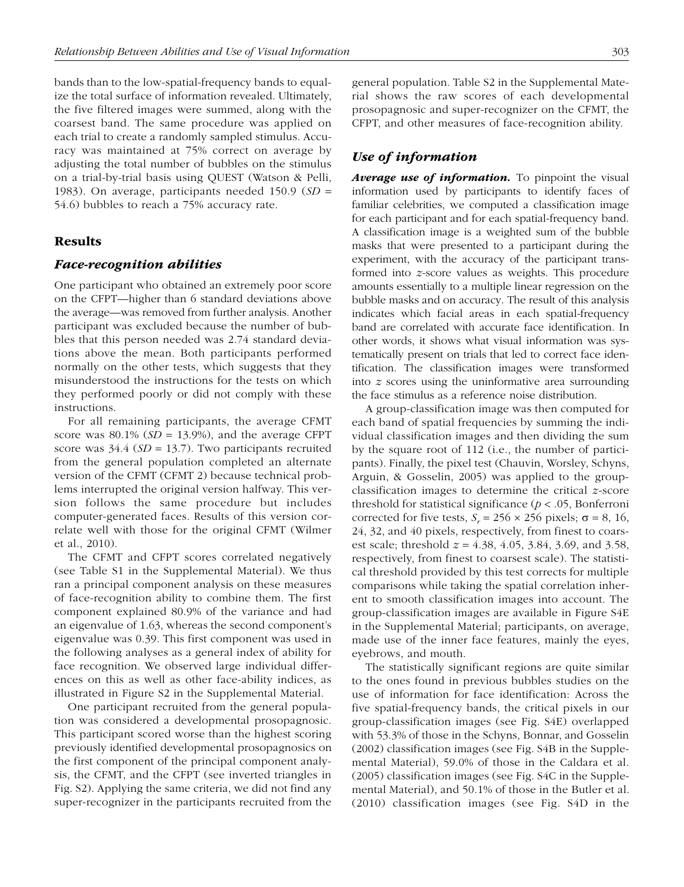bands than to the low-spatial-frequency bands to equalize the total surface of information revealed. Ultimately, the five filtered images were summed, along with the coarsest band. The same procedure was applied on each trial to create a randomly sampled stimulus. Accuracy was maintained at 75% correct on average by adjusting the total number of bubbles on the stimulus on a trial-by-trial basis using QUEST (Watson & Pelli, 1983). On average, participants needed 150.9 ($SD$ = 54.6) bubbles to reach a 75% accuracy rate.

## Results

### Face-recognition abilities

One participant who obtained an extremely poor score on the CFPT—higher than 6 standard deviations above the average—was removed from further analysis. Another participant was excluded because the number of bubbles that this person needed was 2.74 standard deviations above the mean. Both participants performed normally on the other tests, which suggests that they misunderstood the instructions for the tests on which they performed poorly or did not comply with these instructions.

For all remaining participants, the average CFMT score was 80.1% ($SD$ = 13.9%), and the average CFPT score was 34.4 ($SD$ = 13.7). Two participants recruited from the general population completed an alternate version of the CFMT (CFMT 2) because technical problems interrupted the original version halfway. This version follows the same procedure but includes computer-generated faces. Results of this version correlate well with those for the original CFMT (Wilmer et al., 2010).

The CFMT and CFPT scores correlated negatively (see Table S1 in the Supplemental Material). We thus ran a principal component analysis on these measures of face-recognition ability to combine them. The first component explained 80.9% of the variance and had an eigenvalue of 1.63, whereas the second component's eigenvalue was 0.39. This first component was used in the following analyses as a general index of ability for face recognition. We observed large individual differences on this as well as other face-ability indices, as illustrated in Figure S2 in the Supplemental Material.

One participant recruited from the general population was considered a developmental prosopagnosic. This participant scored worse than the highest scoring previously identified developmental prosopagnosics on the first component of the principal component analysis, the CFMT, and the CFPT (see inverted triangles in Fig. S2). Applying the same criteria, we did not find any super-recognizer in the participants recruited from the general population. Table S2 in the Supplemental Material shows the raw scores of each developmental prosopagnosic and super-recognizer on the CFMT, the CFPT, and other measures of face-recognition ability.

### Use of information

***Average use of information.*** To pinpoint the visual information used by participants to identify faces of familiar celebrities, we computed a classification image for each participant and for each spatial-frequency band. A classification image is a weighted sum of the bubble masks that were presented to a participant during the experiment, with the accuracy of the participant transformed into $z$-score values as weights. This procedure amounts essentially to a multiple linear regression on the bubble masks and on accuracy. The result of this analysis indicates which facial areas in each spatial-frequency band are correlated with accurate face identification. In other words, it shows what visual information was systematically present on trials that led to correct face identification. The classification images were transformed into $z$ scores using the uninformative area surrounding the face stimulus as a reference noise distribution.

A group-classification image was then computed for each band of spatial frequencies by summing the individual classification images and then dividing the sum by the square root of 112 (i.e., the number of participants). Finally, the pixel test (Chauvin, Worsley, Schyns, Arguin, & Gosselin, 2005) was applied to the group-classification images to determine the critical $z$-score threshold for statistical significance ($p$ < .05, Bonferroni corrected for five tests, $S_r = 256 \times 256$ pixels; $\sigma$ = 8, 16, 24, 32, and 40 pixels, respectively, from finest to coarsest scale; threshold $z$ = 4.38, 4.05, 3.84, 3.69, and 3.58, respectively, from finest to coarsest scale). The statistical threshold provided by this test corrects for multiple comparisons while taking the spatial correlation inherent to smooth classification images into account. The group-classification images are available in Figure S4E in the Supplemental Material; participants, on average, made use of the inner face features, mainly the eyes, eyebrows, and mouth.

The statistically significant regions are quite similar to the ones found in previous bubbles studies on the use of information for face identification: Across the five spatial-frequency bands, the critical pixels in our group-classification images (see Fig. S4E) overlapped with 53.3% of those in the Schyns, Bonnar, and Gosselin (2002) classification images (see Fig. S4B in the Supplemental Material), 59.0% of those in the Caldara et al. (2005) classification images (see Fig. S4C in the Supplemental Material), and 50.1% of those in the Butler et al. (2010) classification images (see Fig. S4D in the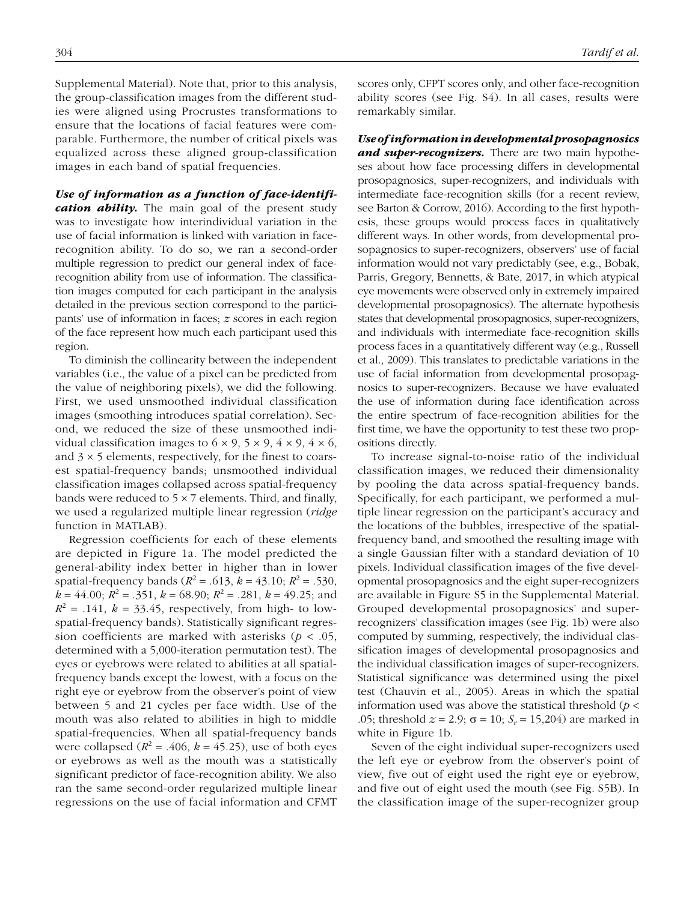Supplemental Material). Note that, prior to this analysis, the group-classification images from the different studies were aligned using Procrustes transformations to ensure that the locations of facial features were comparable. Furthermore, the number of critical pixels was equalized across these aligned group-classification images in each band of spatial frequencies.

***Use of information as a function of face-identification ability.*** The main goal of the present study was to investigate how interindividual variation in the use of facial information is linked with variation in face-recognition ability. To do so, we ran a second-order multiple regression to predict our general index of face-recognition ability from use of information. The classification images computed for each participant in the analysis detailed in the previous section correspond to the participants' use of information in faces; $z$ scores in each region of the face represent how much each participant used this region.

To diminish the collinearity between the independent variables (i.e., the value of a pixel can be predicted from the value of neighboring pixels), we did the following. First, we used unsmoothed individual classification images (smoothing introduces spatial correlation). Second, we reduced the size of these unsmoothed individual classification images to 6 × 9, 5 × 9, 4 × 9, 4 × 6, and 3 × 5 elements, respectively, for the finest to coarsest spatial-frequency bands; unsmoothed individual classification images collapsed across spatial-frequency bands were reduced to 5 × 7 elements. Third, and finally, we used a regularized multiple linear regression (*ridge* function in MATLAB).

Regression coefficients for each of these elements are depicted in Figure 1a. The model predicted the general-ability index better in higher than in lower spatial-frequency bands ($R^2 = .613$, $k = 43.10$; $R^2 = .530$, $k = 44.00$; $R^2 = .351$, $k = 68.90$; $R^2 = .281$, $k = 49.25$; and $R^2 = .141$, $k = 33.45$, respectively, from high- to low-spatial-frequency bands). Statistically significant regression coefficients are marked with asterisks ($p < .05$, determined with a 5,000-iteration permutation test). The eyes or eyebrows were related to abilities at all spatial-frequency bands except the lowest, with a focus on the right eye or eyebrow from the observer's point of view between 5 and 21 cycles per face width. Use of the mouth was also related to abilities in high to middle spatial-frequencies. When all spatial-frequency bands were collapsed ($R^2 = .406$, $k = 45.25$), use of both eyes or eyebrows as well as the mouth was a statistically significant predictor of face-recognition ability. We also ran the same second-order regularized multiple linear regressions on the use of facial information and CFMT scores only, CFPT scores only, and other face-recognition ability scores (see Fig. S4). In all cases, results were remarkably similar.

***Use of information in developmental prosopagnosics and super-recognizers.*** There are two main hypotheses about how face processing differs in developmental prosopagnosics, super-recognizers, and individuals with intermediate face-recognition skills (for a recent review, see Barton & Corrow, 2016). According to the first hypothesis, these groups would process faces in qualitatively different ways. In other words, from developmental prosopagnosics to super-recognizers, observers' use of facial information would not vary predictably (see, e.g., Bobak, Parris, Gregory, Bennetts, & Bate, 2017, in which atypical eye movements were observed only in extremely impaired developmental prosopagnosics). The alternate hypothesis states that developmental prosopagnosics, super-recognizers, and individuals with intermediate face-recognition skills process faces in a quantitatively different way (e.g., Russell et al., 2009). This translates to predictable variations in the use of facial information from developmental prosopagnosics to super-recognizers. Because we have evaluated the use of information during face identification across the entire spectrum of face-recognition abilities for the first time, we have the opportunity to test these two propositions directly.

To increase signal-to-noise ratio of the individual classification images, we reduced their dimensionality by pooling the data across spatial-frequency bands. Specifically, for each participant, we performed a multiple linear regression on the participant's accuracy and the locations of the bubbles, irrespective of the spatial-frequency band, and smoothed the resulting image with a single Gaussian filter with a standard deviation of 10 pixels. Individual classification images of the five developmental prosopagnosics and the eight super-recognizers are available in Figure S5 in the Supplemental Material. Grouped developmental prosopagnosics' and super-recognizers' classification images (see Fig. 1b) were also computed by summing, respectively, the individual classification images of developmental prosopagnosics and the individual classification images of super-recognizers. Statistical significance was determined using the pixel test (Chauvin et al., 2005). Areas in which the spatial information used was above the statistical threshold ($p < .05$; threshold $z = 2.9$; $\sigma = 10$; $S_r = 15{,}204$) are marked in white in Figure 1b.

Seven of the eight individual super-recognizers used the left eye or eyebrow from the observer's point of view, five out of eight used the right eye or eyebrow, and five out of eight used the mouth (see Fig. S5B). In the classification image of the super-recognizer group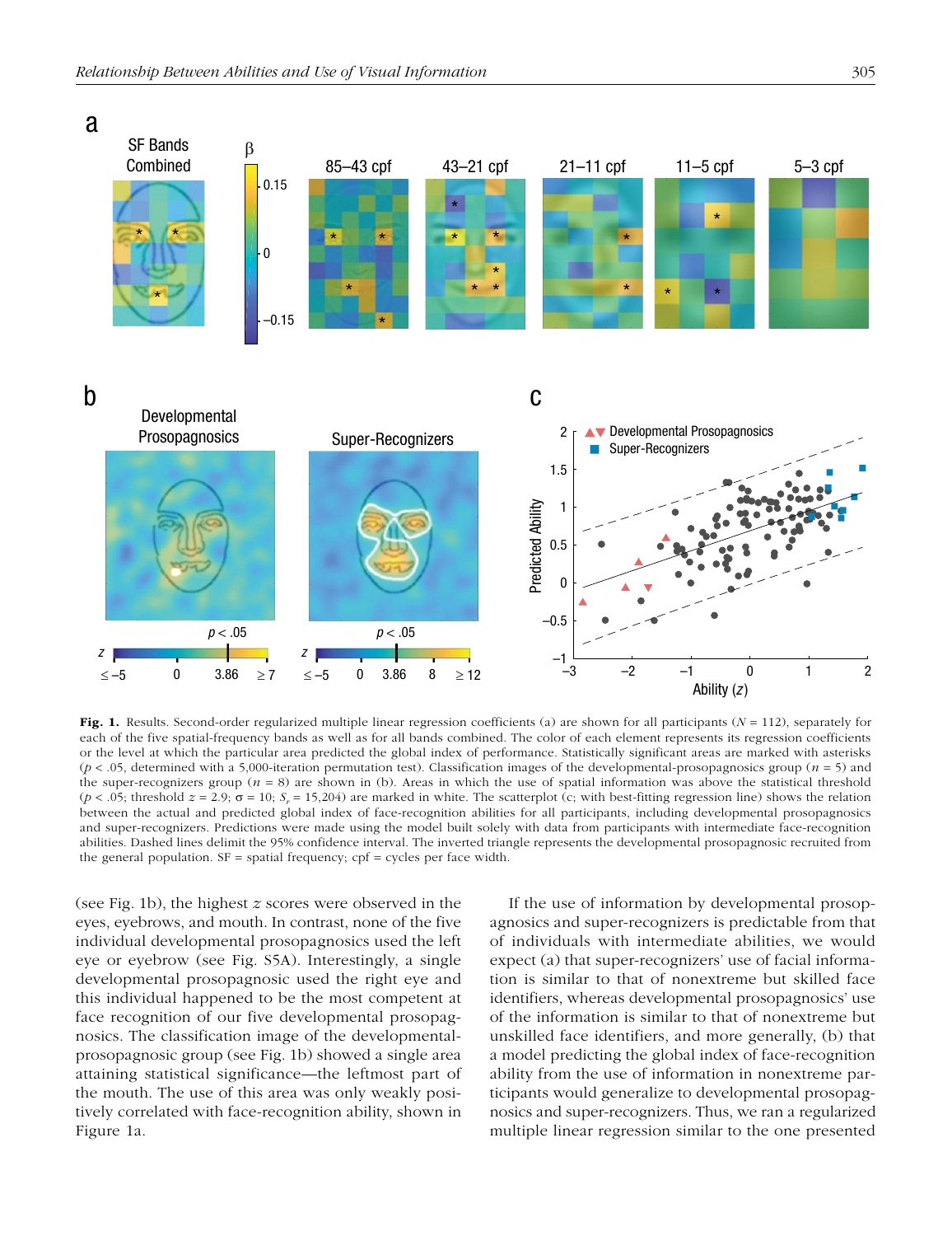**Fig. 1.** Results. Second-order regularized multiple linear regression coefficients (a) are shown for all participants ($N = 112$), separately for each of the five spatial-frequency bands as well as for all bands combined. The color of each element represents its regression coefficients or the level at which the particular area predicted the global index of performance. Statistically significant areas are marked with asterisks ($p < .05$, determined with a 5,000-iteration permutation test). Classification images of the developmental-prosopagnosics group ($n = 5$) and the super-recognizers group ($n = 8$) are shown in (b). Areas in which the use of spatial information was above the statistical threshold ($p < .05$; threshold $z = 2.9$; $\sigma = 10$; $S_r = 15{,}204$) are marked in white. The scatterplot (c; with best-fitting regression line) shows the relation between the actual and predicted global index of face-recognition abilities for all participants, including developmental prosopagnosics and super-recognizers. Predictions were made using the model built solely with data from participants with intermediate face-recognition abilities. Dashed lines delimit the 95% confidence interval. The inverted triangle represents the developmental prosopagnosic recruited from the general population. SF = spatial frequency; cpf = cycles per face width.

(see Fig. 1b), the highest $z$ scores were observed in the eyes, eyebrows, and mouth. In contrast, none of the five individual developmental prosopagnosics used the left eye or eyebrow (see Fig. S5A). Interestingly, a single developmental prosopagnosic used the right eye and this individual happened to be the most competent at face recognition of our five developmental prosopagnosics. The classification image of the developmental-prosopagnosic group (see Fig. 1b) showed a single area attaining statistical significance—the leftmost part of the mouth. The use of this area was only weakly positively correlated with face-recognition ability, shown in Figure 1a.

If the use of information by developmental prosopagnosics and super-recognizers is predictable from that of individuals with intermediate abilities, we would expect (a) that super-recognizers' use of facial information is similar to that of nonextreme but skilled face identifiers, whereas developmental prosopagnosics' use of the information is similar to that of nonextreme but unskilled face identifiers, and more generally, (b) that a model predicting the global index of face-recognition ability from the use of information in nonextreme participants would generalize to developmental prosopagnosics and super-recognizers. Thus, we ran a regularized multiple linear regression similar to the one presented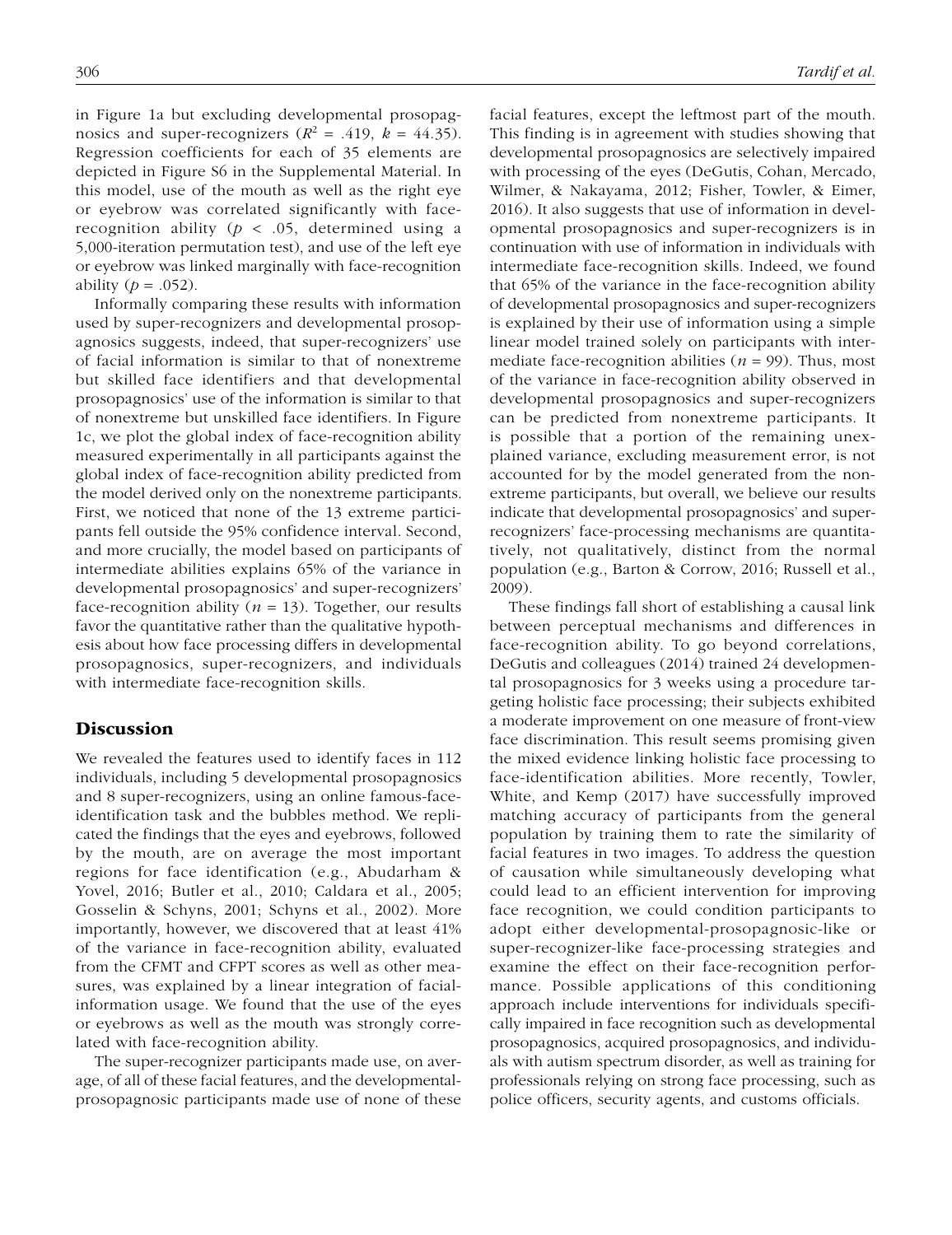in Figure 1a but excluding developmental prosopagnosics and super-recognizers ($R^2$ = .419, $k$ = 44.35). Regression coefficients for each of 35 elements are depicted in Figure S6 in the Supplemental Material. In this model, use of the mouth as well as the right eye or eyebrow was correlated significantly with face-recognition ability ($p$ < .05, determined using a 5,000-iteration permutation test), and use of the left eye or eyebrow was linked marginally with face-recognition ability ($p$ = .052).

Informally comparing these results with information used by super-recognizers and developmental prosopagnosics suggests, indeed, that super-recognizers' use of facial information is similar to that of nonextreme but skilled face identifiers and that developmental prosopagnosics' use of the information is similar to that of nonextreme but unskilled face identifiers. In Figure 1c, we plot the global index of face-recognition ability measured experimentally in all participants against the global index of face-recognition ability predicted from the model derived only on the nonextreme participants. First, we noticed that none of the 13 extreme participants fell outside the 95% confidence interval. Second, and more crucially, the model based on participants of intermediate abilities explains 65% of the variance in developmental prosopagnosics' and super-recognizers' face-recognition ability ($n$ = 13). Together, our results favor the quantitative rather than the qualitative hypothesis about how face processing differs in developmental prosopagnosics, super-recognizers, and individuals with intermediate face-recognition skills.

## Discussion

We revealed the features used to identify faces in 112 individuals, including 5 developmental prosopagnosics and 8 super-recognizers, using an online famous-face-identification task and the bubbles method. We replicated the findings that the eyes and eyebrows, followed by the mouth, are on average the most important regions for face identification (e.g., Abudarham & Yovel, 2016; Butler et al., 2010; Caldara et al., 2005; Gosselin & Schyns, 2001; Schyns et al., 2002). More importantly, however, we discovered that at least 41% of the variance in face-recognition ability, evaluated from the CFMT and CFPT scores as well as other measures, was explained by a linear integration of facial-information usage. We found that the use of the eyes or eyebrows as well as the mouth was strongly correlated with face-recognition ability.

The super-recognizer participants made use, on average, of all of these facial features, and the developmental-prosopagnosic participants made use of none of these facial features, except the leftmost part of the mouth. This finding is in agreement with studies showing that developmental prosopagnosics are selectively impaired with processing of the eyes (DeGutis, Cohan, Mercado, Wilmer, & Nakayama, 2012; Fisher, Towler, & Eimer, 2016). It also suggests that use of information in developmental prosopagnosics and super-recognizers is in continuation with use of information in individuals with intermediate face-recognition skills. Indeed, we found that 65% of the variance in the face-recognition ability of developmental prosopagnosics and super-recognizers is explained by their use of information using a simple linear model trained solely on participants with intermediate face-recognition abilities ($n$ = 99). Thus, most of the variance in face-recognition ability observed in developmental prosopagnosics and super-recognizers can be predicted from nonextreme participants. It is possible that a portion of the remaining unexplained variance, excluding measurement error, is not accounted for by the model generated from the nonextreme participants, but overall, we believe our results indicate that developmental prosopagnosics' and super-recognizers' face-processing mechanisms are quantitatively, not qualitatively, distinct from the normal population (e.g., Barton & Corrow, 2016; Russell et al., 2009).

These findings fall short of establishing a causal link between perceptual mechanisms and differences in face-recognition ability. To go beyond correlations, DeGutis and colleagues (2014) trained 24 developmental prosopagnosics for 3 weeks using a procedure targeting holistic face processing; their subjects exhibited a moderate improvement on one measure of front-view face discrimination. This result seems promising given the mixed evidence linking holistic face processing to face-identification abilities. More recently, Towler, White, and Kemp (2017) have successfully improved matching accuracy of participants from the general population by training them to rate the similarity of facial features in two images. To address the question of causation while simultaneously developing what could lead to an efficient intervention for improving face recognition, we could condition participants to adopt either developmental-prosopagnosic-like or super-recognizer-like face-processing strategies and examine the effect on their face-recognition performance. Possible applications of this conditioning approach include interventions for individuals specifically impaired in face recognition such as developmental prosopagnosics, acquired prosopagnosics, and individuals with autism spectrum disorder, as well as training for professionals relying on strong face processing, such as police officers, security agents, and customs officials.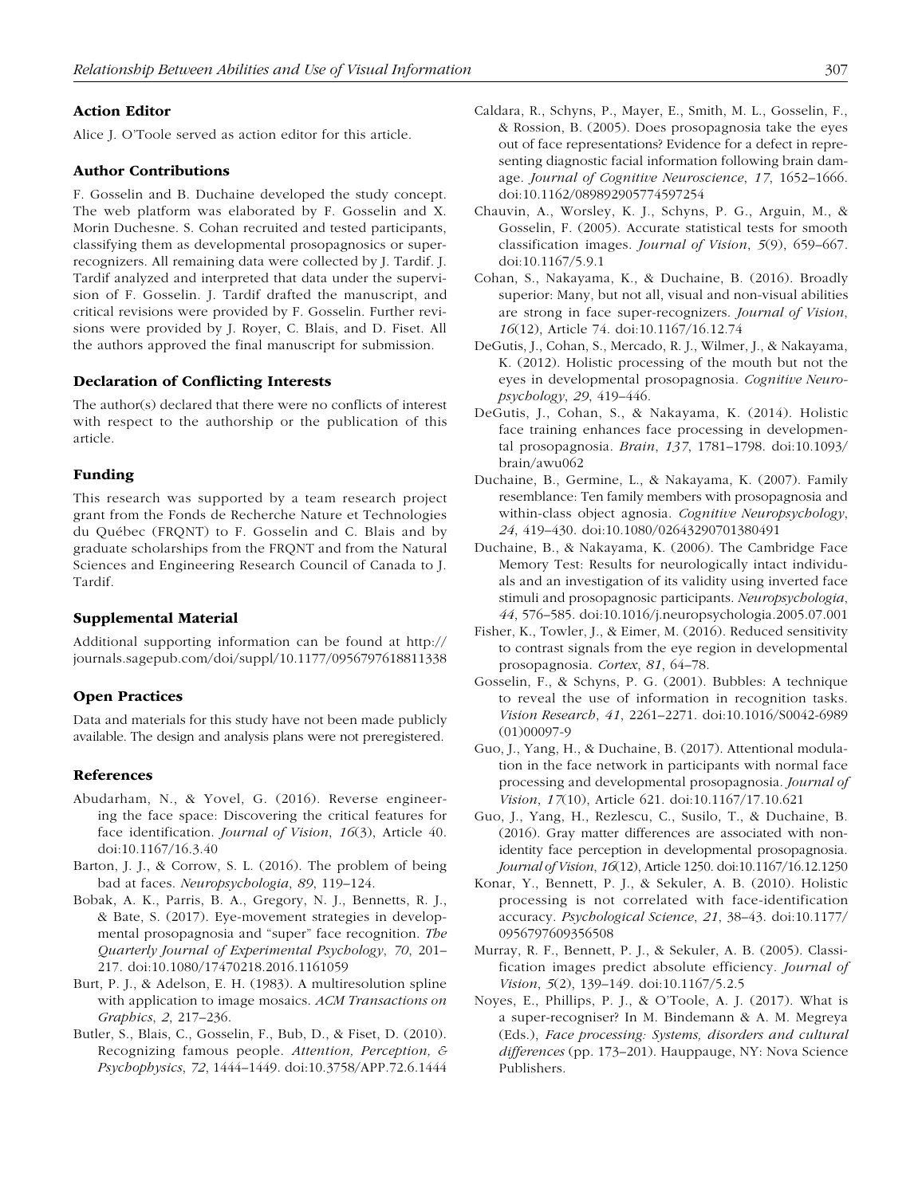### Action Editor

Alice J. O'Toole served as action editor for this article.

### Author Contributions

F. Gosselin and B. Duchaine developed the study concept. The web platform was elaborated by F. Gosselin and X. Morin Duchesne. S. Cohan recruited and tested participants, classifying them as developmental prosopagnosics or super-recognizers. All remaining data were collected by J. Tardif. J. Tardif analyzed and interpreted that data under the supervision of F. Gosselin. J. Tardif drafted the manuscript, and critical revisions were provided by F. Gosselin. Further revisions were provided by J. Royer, C. Blais, and D. Fiset. All the authors approved the final manuscript for submission.

### Declaration of Conflicting Interests

The author(s) declared that there were no conflicts of interest with respect to the authorship or the publication of this article.

### Funding

This research was supported by a team research project grant from the Fonds de Recherche Nature et Technologies du Québec (FRQNT) to F. Gosselin and C. Blais and by graduate scholarships from the FRQNT and from the Natural Sciences and Engineering Research Council of Canada to J. Tardif.

### Supplemental Material

Additional supporting information can be found at http://journals.sagepub.com/doi/suppl/10.1177/0956797618811338

### Open Practices

Data and materials for this study have not been made publicly available. The design and analysis plans were not preregistered.

### References

Abudarham, N., & Yovel, G. (2016). Reverse engineering the face space: Discovering the critical features for face identification. *Journal of Vision*, *16*(3), Article 40. doi:10.1167/16.3.40

Barton, J. J., & Corrow, S. L. (2016). The problem of being bad at faces. *Neuropsychologia*, *89*, 119–124.

Bobak, A. K., Parris, B. A., Gregory, N. J., Bennetts, R. J., & Bate, S. (2017). Eye-movement strategies in developmental prosopagnosia and "super" face recognition. *The Quarterly Journal of Experimental Psychology*, *70*, 201–217. doi:10.1080/17470218.2016.1161059

Burt, P. J., & Adelson, E. H. (1983). A multiresolution spline with application to image mosaics. *ACM Transactions on Graphics*, *2*, 217–236.

Butler, S., Blais, C., Gosselin, F., Bub, D., & Fiset, D. (2010). Recognizing famous people. *Attention, Perception, & Psychophysics*, *72*, 1444–1449. doi:10.3758/APP.72.6.1444

Caldara, R., Schyns, P., Mayer, E., Smith, M. L., Gosselin, F., & Rossion, B. (2005). Does prosopagnosia take the eyes out of face representations? Evidence for a defect in representing diagnostic facial information following brain damage. *Journal of Cognitive Neuroscience*, *17*, 1652–1666. doi:10.1162/089892905774597254

Chauvin, A., Worsley, K. J., Schyns, P. G., Arguin, M., & Gosselin, F. (2005). Accurate statistical tests for smooth classification images. *Journal of Vision*, *5*(9), 659–667. doi:10.1167/5.9.1

Cohan, S., Nakayama, K., & Duchaine, B. (2016). Broadly superior: Many, but not all, visual and non-visual abilities are strong in face super-recognizers. *Journal of Vision*, *16*(12), Article 74. doi:10.1167/16.12.74

DeGutis, J., Cohan, S., Mercado, R. J., Wilmer, J., & Nakayama, K. (2012). Holistic processing of the mouth but not the eyes in developmental prosopagnosia. *Cognitive Neuropsychology*, *29*, 419–446.

DeGutis, J., Cohan, S., & Nakayama, K. (2014). Holistic face training enhances face processing in developmental prosopagnosia. *Brain*, *137*, 1781–1798. doi:10.1093/brain/awu062

Duchaine, B., Germine, L., & Nakayama, K. (2007). Family resemblance: Ten family members with prosopagnosia and within-class object agnosia. *Cognitive Neuropsychology*, *24*, 419–430. doi:10.1080/02643290701380491

Duchaine, B., & Nakayama, K. (2006). The Cambridge Face Memory Test: Results for neurologically intact individuals and an investigation of its validity using inverted face stimuli and prosopagnosic participants. *Neuropsychologia*, *44*, 576–585. doi:10.1016/j.neuropsychologia.2005.07.001

Fisher, K., Towler, J., & Eimer, M. (2016). Reduced sensitivity to contrast signals from the eye region in developmental prosopagnosia. *Cortex*, *81*, 64–78.

Gosselin, F., & Schyns, P. G. (2001). Bubbles: A technique to reveal the use of information in recognition tasks. *Vision Research*, *41*, 2261–2271. doi:10.1016/S0042-6989(01)00097-9

Guo, J., Yang, H., & Duchaine, B. (2017). Attentional modulation in the face network in participants with normal face processing and developmental prosopagnosia. *Journal of Vision*, *17*(10), Article 621. doi:10.1167/17.10.621

Guo, J., Yang, H., Rezlescu, C., Susilo, T., & Duchaine, B. (2016). Gray matter differences are associated with non-identity face perception in developmental prosopagnosia. *Journal of Vision*, *16*(12), Article 1250. doi:10.1167/16.12.1250

Konar, Y., Bennett, P. J., & Sekuler, A. B. (2010). Holistic processing is not correlated with face-identification accuracy. *Psychological Science*, *21*, 38–43. doi:10.1177/0956797609356508

Murray, R. F., Bennett, P. J., & Sekuler, A. B. (2005). Classification images predict absolute efficiency. *Journal of Vision*, *5*(2), 139–149. doi:10.1167/5.2.5

Noyes, E., Phillips, P. J., & O'Toole, A. J. (2017). What is a super-recogniser? In M. Bindemann & A. M. Megreya (Eds.), *Face processing: Systems, disorders and cultural differences* (pp. 173–201). Hauppauge, NY: Nova Science Publishers.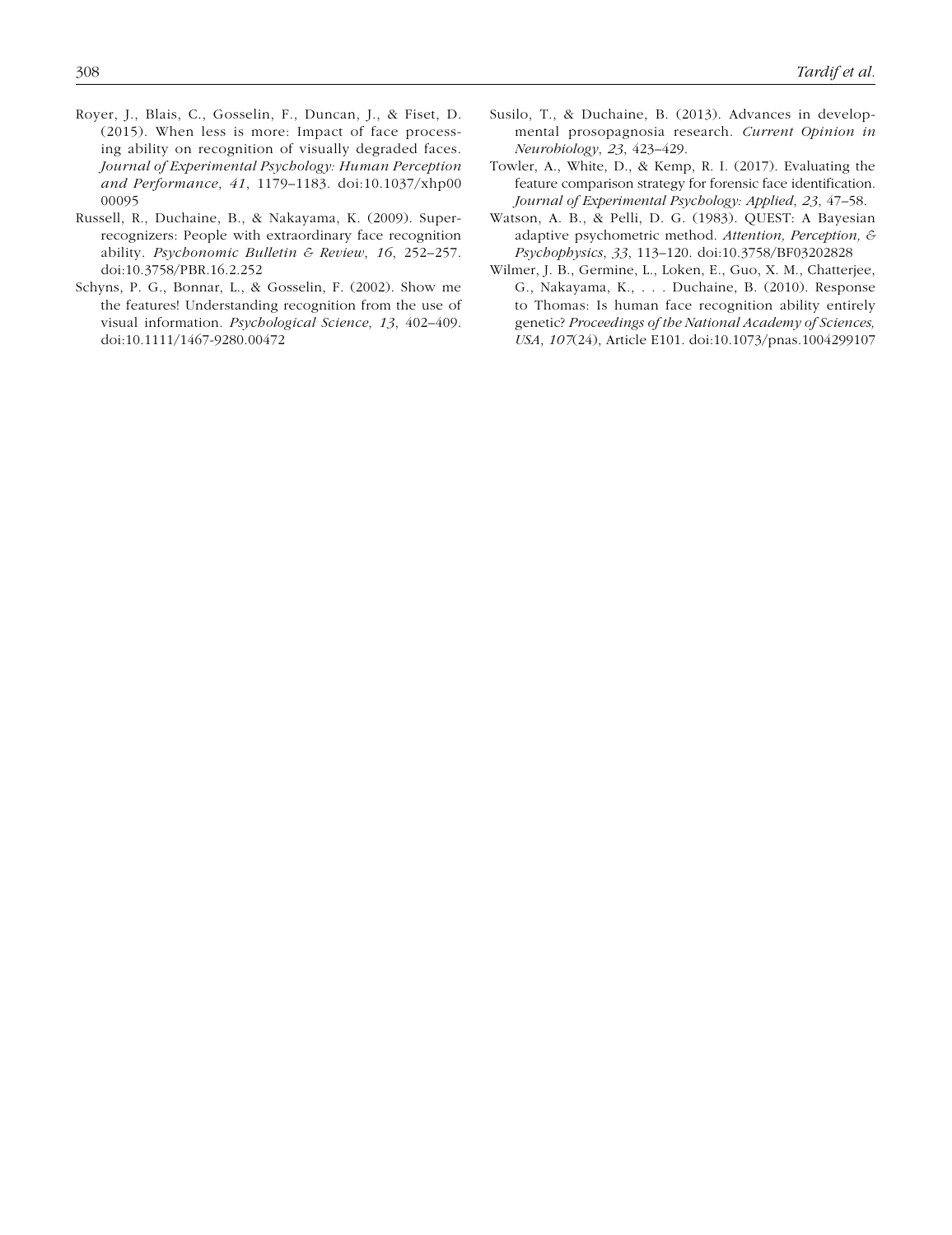Royer, J., Blais, C., Gosselin, F., Duncan, J., & Fiset, D. (2015). When less is more: Impact of face processing ability on recognition of visually degraded faces. *Journal of Experimental Psychology: Human Perception and Performance*, *41*, 1179–1183. doi:10.1037/xhp0000095

Russell, R., Duchaine, B., & Nakayama, K. (2009). Super-recognizers: People with extraordinary face recognition ability. *Psychonomic Bulletin & Review*, *16*, 252–257. doi:10.3758/PBR.16.2.252

Schyns, P. G., Bonnar, L., & Gosselin, F. (2002). Show me the features! Understanding recognition from the use of visual information. *Psychological Science*, *13*, 402–409. doi:10.1111/1467-9280.00472

Susilo, T., & Duchaine, B. (2013). Advances in developmental prosopagnosia research. *Current Opinion in Neurobiology*, *23*, 423–429.

Towler, A., White, D., & Kemp, R. I. (2017). Evaluating the feature comparison strategy for forensic face identification. *Journal of Experimental Psychology: Applied*, *23*, 47–58.

Watson, A. B., & Pelli, D. G. (1983). QUEST: A Bayesian adaptive psychometric method. *Attention, Perception, & Psychophysics*, *33*, 113–120. doi:10.3758/BF03202828

Wilmer, J. B., Germine, L., Loken, E., Guo, X. M., Chatterjee, G., Nakayama, K., . . . Duchaine, B. (2010). Response to Thomas: Is human face recognition ability entirely genetic? *Proceedings of the National Academy of Sciences, USA*, *107*(24), Article E101. doi:10.1073/pnas.1004299107